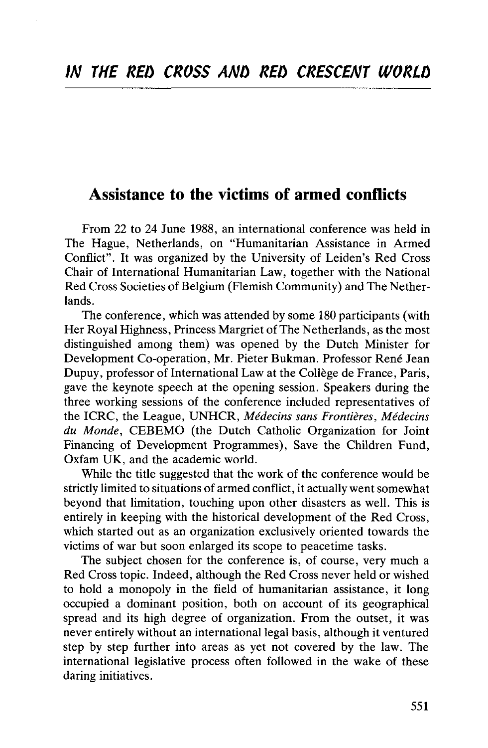# IN THE RED CROSS AND RED CRESCENT WORLD

## Assistance to the victims of armed conflicts

From 22 to 24 June 1988, an international conference was held in The Hague, Netherlands, on "Humanitarian Assistance in Armed Conflict". It was organized by the University of Leiden's Red Cross Chair of International Humanitarian Law, together with the National Red Cross Societies of Belgium (Flemish Community) and The Netherlands.

The conference, which was attended by some 180 participants (with Her Royal Highness, Princess Margriet of The Netherlands, as the most distinguished among them) was opened by the Dutch Minister for Development Co-operation, Mr. Pieter Bukman. Professor René Jean Dupuy, professor of International Law at the Collège de France, Paris, gave the keynote speech at the opening session. Speakers during the three working sessions of the conference included representatives of the ICRC, the League, UNHCR, *Médecins sans Frontières*, *Médecins du Monde*, CEBEMO (the Dutch Catholic Organization for Joint Financing of Development Programmes), Save the Children Fund, Oxfam UK, and the academic world.

While the title suggested that the work of the conference would be strictly limited to situations of armed conflict, it actually went somewhat beyond that limitation, touching upon other disasters as well. This is entirely in keeping with the historical development of the Red Cross, which started out as an organization exclusively oriented towards the victims of war but soon enlarged its scope to peacetime tasks.

The subject chosen for the conference is, of course, very much a Red Cross topic. Indeed, although the Red Cross never held or wished to hold a monopoly in the field of humanitarian assistance, it long occupied a dominant position, both on account of its geographical spread and its high degree of organization. From the outset, it was never entirely without an international legal basis, although it ventured step by step further into areas as yet not covered by the law. The international legislative process often followed in the wake of these daring initiatives.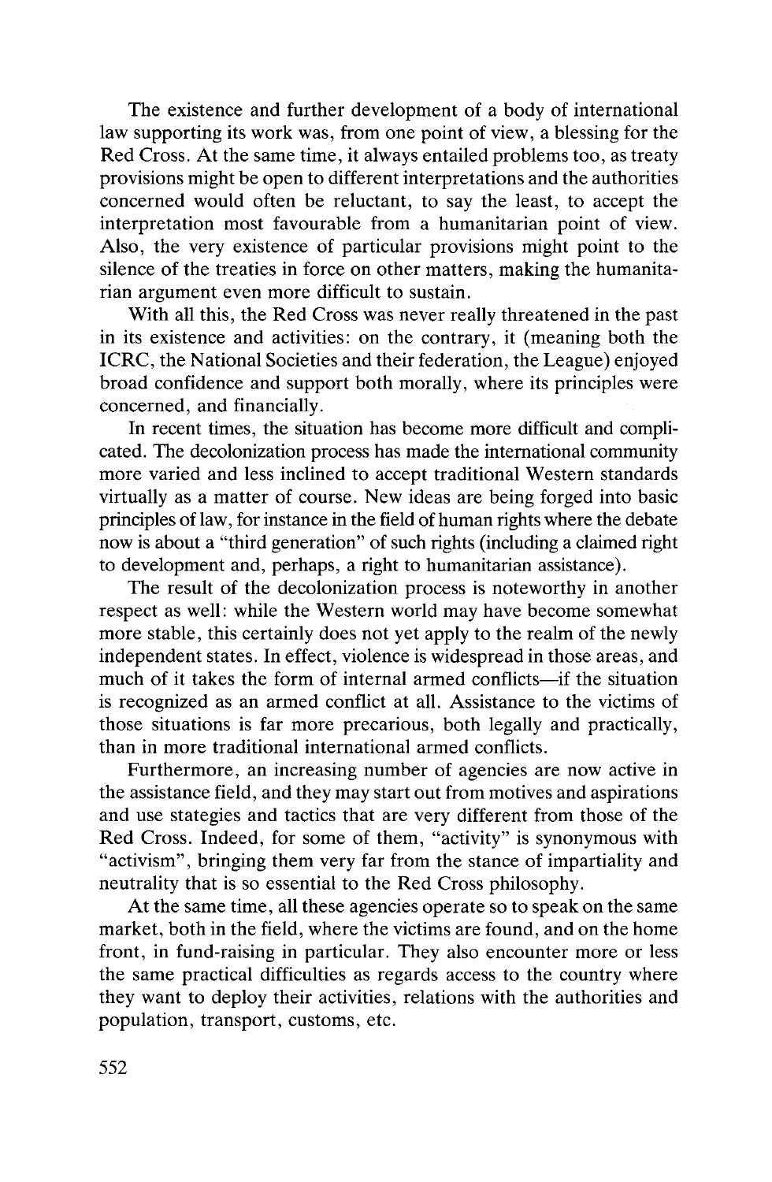The existence and further development of a body of international law supporting its work was, from one point of view, a blessing for the Red Cross. At the same time, it always entailed problems too, as treaty provisions might be open to different interpretations and the authorities concerned would often be reluctant, to say the least, to accept the interpretation most favourable from a humanitarian point of view. Also, the very existence of particular provisions might point to the silence of the treaties in force on other matters, making the humanitarian argument even more difficult to sustain.

With all this, the Red Cross was never really threatened in the past in its existence and activities: on the contrary, it (meaning both the ICRC, the National Societies and their federation, the League) enjoyed broad confidence and support both morally, where its principles were concerned, and financially.

In recent times, the situation has become more difficult and complicated. The decolonization process has made the international community more varied and less inclined to accept traditional Western standards virtually as a matter of course. New ideas are being forged into basic principles of law, for instance in the field of human rights where the debate now is about a "third generation" of such rights (including a claimed right to development and, perhaps, a right to humanitarian assistance).

The result of the decolonization process is noteworthy in another respect as well: while the Western world may have become somewhat more stable, this certainly does not yet apply to the realm of the newly independent states. In effect, violence is widespread in those areas, and much of it takes the form of internal armed conflicts—if the situation is recognized as an armed conflict at all. Assistance to the victims of those situations is far more precarious, both legally and practically, than in more traditional international armed conflicts.

Furthermore, an increasing number of agencies are now active in the assistance field, and they may start out from motives and aspirations and use stategies and tactics that are very different from those of the Red Cross. Indeed, for some of them, "activity" is synonymous with "activism", bringing them very far from the stance of impartiality and neutrality that is so essential to the Red Cross philosophy.

At the same time, all these agencies operate so to speak on the same market, both in the field, where the victims are found, and on the home front, in fund-raising in particular. They also encounter more or less the same practical difficulties as regards access to the country where they want to deploy their activities, relations with the authorities and population, transport, customs, etc.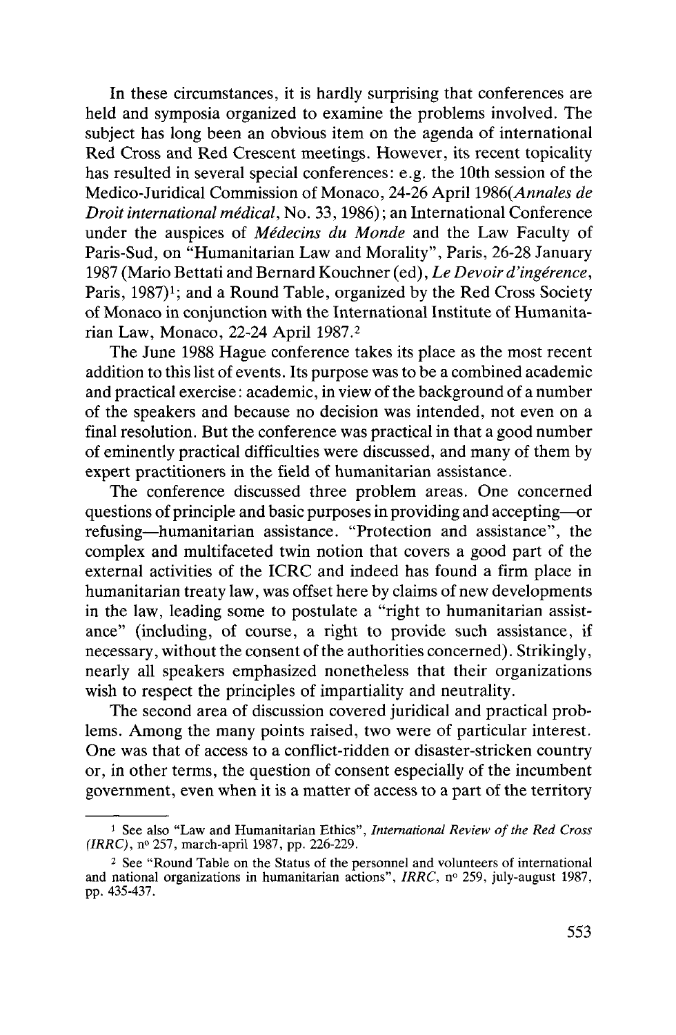In these circumstances, it is hardly surprising that conferences are held and symposia organized to examine the problems involved. The subject has long been an obvious item on the agenda of international Red Cross and Red Crescent meetings. However, its recent topicality has resulted in several special conferences: e.g. the 10th session of the Medico-Juridical Commission of Monaco, 24-26 April 1986(*Annales de Droit international médical*, No. 33, 1986); an International Conference under the auspices of *Médecins du Monde* and the Law Faculty of Paris-Sud, on "Humanitarian Law and Morality", Paris, 26-28 January 1987 (Mario Bettati and Bernard Kouchner (ed), *Le Devoir d'ingérence*, Paris, 1987)[1]; and a Round Table, organized by the Red Cross Society of Monaco in conjunction with the International Institute of Humanitarian Law, Monaco, 22-24 April 1987.[2]

The June 1988 Hague conference takes its place as the most recent addition to this list of events. Its purpose was to be a combined academic and practical exercise: academic, in view of the background of a number of the speakers and because no decision was intended, not even on a final resolution. But the conference was practical in that a good number of eminently practical difficulties were discussed, and many of them by expert practitioners in the field of humanitarian assistance.

The conference discussed three problem areas. One concerned questions of principle and basic purposes in providing and accepting—or refusing—humanitarian assistance. "Protection and assistance", the complex and multifaceted twin notion that covers a good part of the external activities of the ICRC and indeed has found a firm place in humanitarian treaty law, was offset here by claims of new developments in the law, leading some to postulate a "right to humanitarian assistance" (including, of course, a right to provide such assistance, if necessary, without the consent of the authorities concerned). Strikingly, nearly all speakers emphasized nonetheless that their organizations wish to respect the principles of impartiality and neutrality.

The second area of discussion covered juridical and practical problems. Among the many points raised, two were of particular interest. One was that of access to a conflict-ridden or disaster-stricken country or, in other terms, the question of consent especially of the incumbent government, even when it is a matter of access to a part of the territory

---

[1] See also "Law and Humanitarian Ethics", *International Review of the Red Cross (IRRC)*, n° 257, march-april 1987, pp. 226-229.

[2] See "Round Table on the Status of the personnel and volunteers of international and national organizations in humanitarian actions", *IRRC*, n° 259, july-august 1987, pp. 435-437.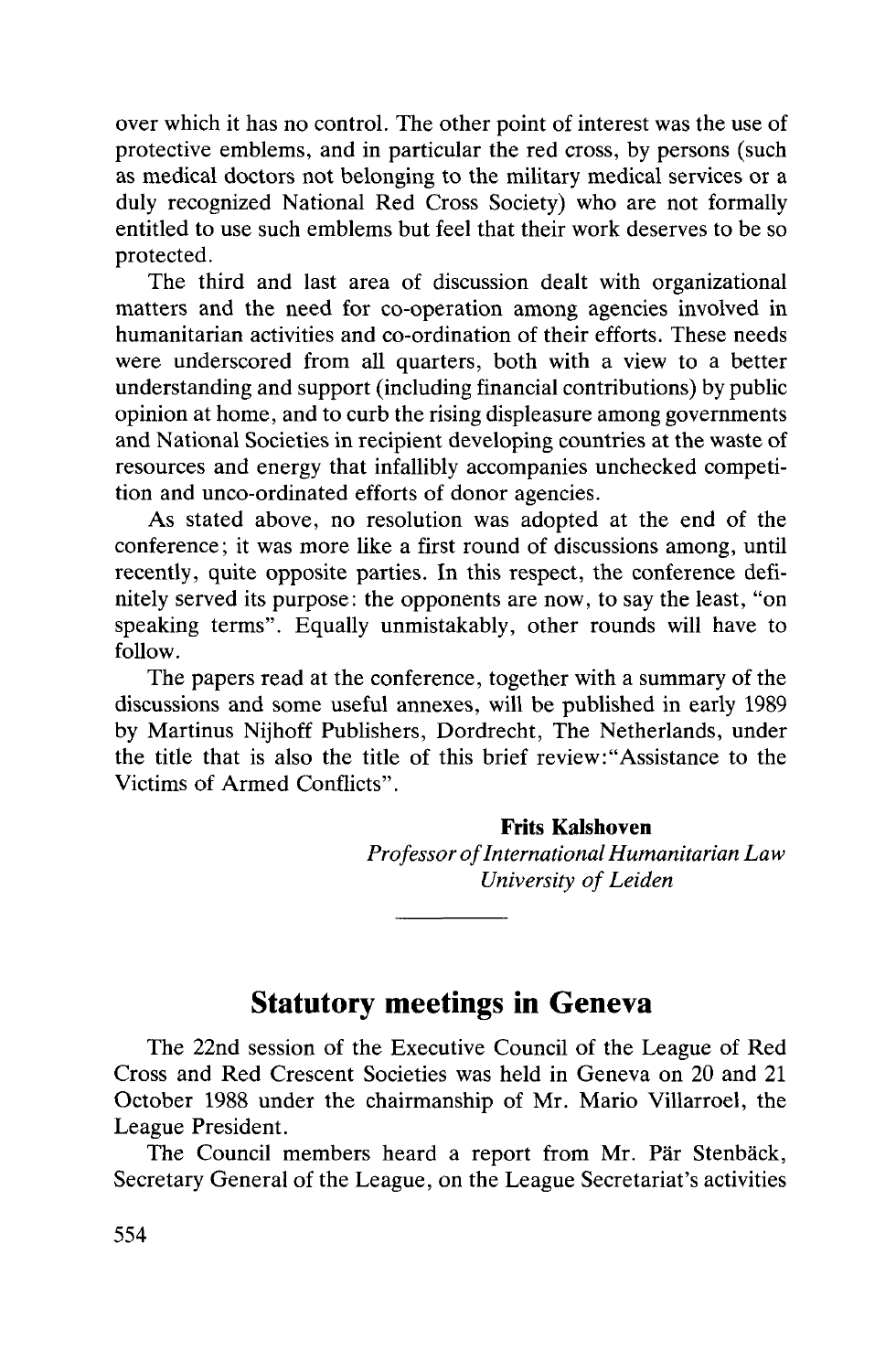over which it has no control. The other point of interest was the use of protective emblems, and in particular the red cross, by persons (such as medical doctors not belonging to the military medical services or a duly recognized National Red Cross Society) who are not formally entitled to use such emblems but feel that their work deserves to be so protected.

The third and last area of discussion dealt with organizational matters and the need for co-operation among agencies involved in humanitarian activities and co-ordination of their efforts. These needs were underscored from all quarters, both with a view to a better understanding and support (including financial contributions) by public opinion at home, and to curb the rising displeasure among governments and National Societies in recipient developing countries at the waste of resources and energy that infallibly accompanies unchecked competition and unco-ordinated efforts of donor agencies.

As stated above, no resolution was adopted at the end of the conference; it was more like a first round of discussions among, until recently, quite opposite parties. In this respect, the conference definitely served its purpose: the opponents are now, to say the least, "on speaking terms". Equally unmistakably, other rounds will have to follow.

The papers read at the conference, together with a summary of the discussions and some useful annexes, will be published in early 1989 by Martinus Nijhoff Publishers, Dordrecht, The Netherlands, under the title that is also the title of this brief review:"Assistance to the Victims of Armed Conflicts".

**Frits Kalshoven**
*Professor of International Humanitarian Law*
*University of Leiden*

---

## Statutory meetings in Geneva

The 22nd session of the Executive Council of the League of Red Cross and Red Crescent Societies was held in Geneva on 20 and 21 October 1988 under the chairmanship of Mr. Mario Villarroel, the League President.

The Council members heard a report from Mr. Pär Stenbäck, Secretary General of the League, on the League Secretariat's activities